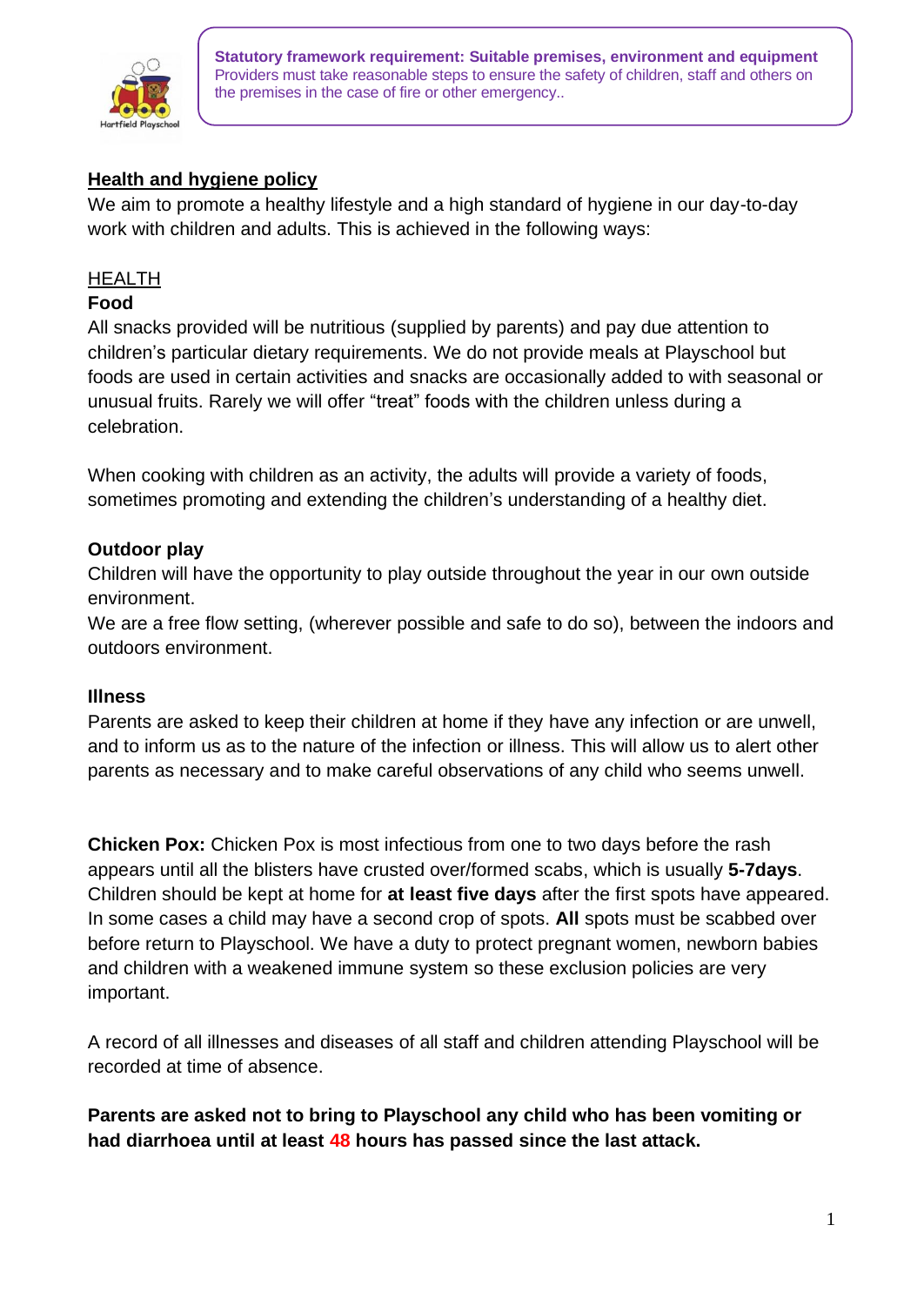**Statutory framework requirement: Suitable premises, environment and equipment**
Providers must take reasonable steps to ensure the safety of children, staff and others on the premises in the case of fire or other emergency..

## Health and hygiene policy

We aim to promote a healthy lifestyle and a high standard of hygiene in our day-to-day work with children and adults. This is achieved in the following ways:

### HEALTH

**Food**

All snacks provided will be nutritious (supplied by parents) and pay due attention to children's particular dietary requirements. We do not provide meals at Playschool but foods are used in certain activities and snacks are occasionally added to with seasonal or unusual fruits. Rarely we will offer "treat" foods with the children unless during a celebration.

When cooking with children as an activity, the adults will provide a variety of foods, sometimes promoting and extending the children's understanding of a healthy diet.

**Outdoor play**

Children will have the opportunity to play outside throughout the year in our own outside environment.
We are a free flow setting, (wherever possible and safe to do so), between the indoors and outdoors environment.

**Illness**

Parents are asked to keep their children at home if they have any infection or are unwell, and to inform us as to the nature of the infection or illness. This will allow us to alert other parents as necessary and to make careful observations of any child who seems unwell.

**Chicken Pox:** Chicken Pox is most infectious from one to two days before the rash appears until all the blisters have crusted over/formed scabs, which is usually **5-7days**. Children should be kept at home for **at least five days** after the first spots have appeared. In some cases a child may have a second crop of spots. **All** spots must be scabbed over before return to Playschool. We have a duty to protect pregnant women, newborn babies and children with a weakened immune system so these exclusion policies are very important.

A record of all illnesses and diseases of all staff and children attending Playschool will be recorded at time of absence.

**Parents are asked not to bring to Playschool any child who has been vomiting or had diarrhoea until at least 48 hours has passed since the last attack.**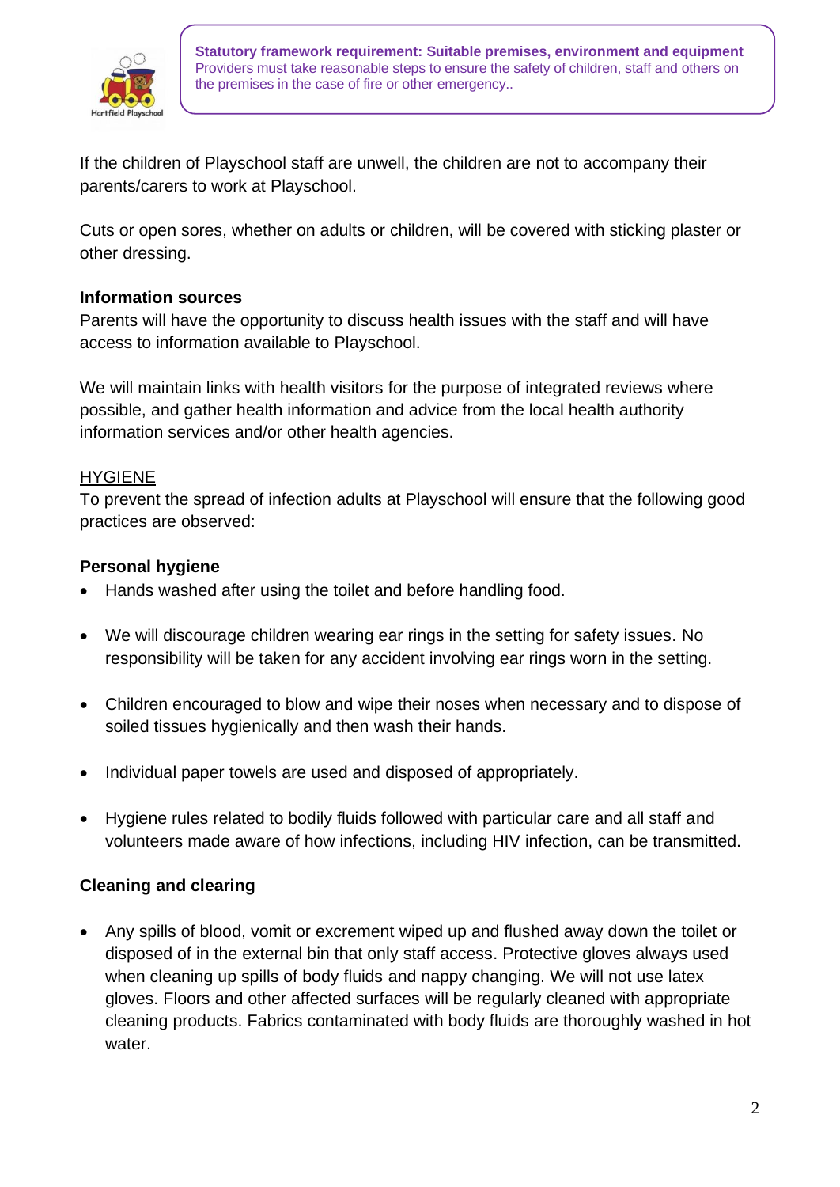If the children of Playschool staff are unwell, the children are not to accompany their parents/carers to work at Playschool.

Cuts or open sores, whether on adults or children, will be covered with sticking plaster or other dressing.

**Information sources**

Parents will have the opportunity to discuss health issues with the staff and will have access to information available to Playschool.

We will maintain links with health visitors for the purpose of integrated reviews where possible, and gather health information and advice from the local health authority information services and/or other health agencies.

## HYGIENE

To prevent the spread of infection adults at Playschool will ensure that the following good practices are observed:

**Personal hygiene**

- Hands washed after using the toilet and before handling food.
- We will discourage children wearing ear rings in the setting for safety issues. No responsibility will be taken for any accident involving ear rings worn in the setting.
- Children encouraged to blow and wipe their noses when necessary and to dispose of soiled tissues hygienically and then wash their hands.
- Individual paper towels are used and disposed of appropriately.
- Hygiene rules related to bodily fluids followed with particular care and all staff and volunteers made aware of how infections, including HIV infection, can be transmitted.

**Cleaning and clearing**

- Any spills of blood, vomit or excrement wiped up and flushed away down the toilet or disposed of in the external bin that only staff access. Protective gloves always used when cleaning up spills of body fluids and nappy changing. We will not use latex gloves. Floors and other affected surfaces will be regularly cleaned with appropriate cleaning products. Fabrics contaminated with body fluids are thoroughly washed in hot water.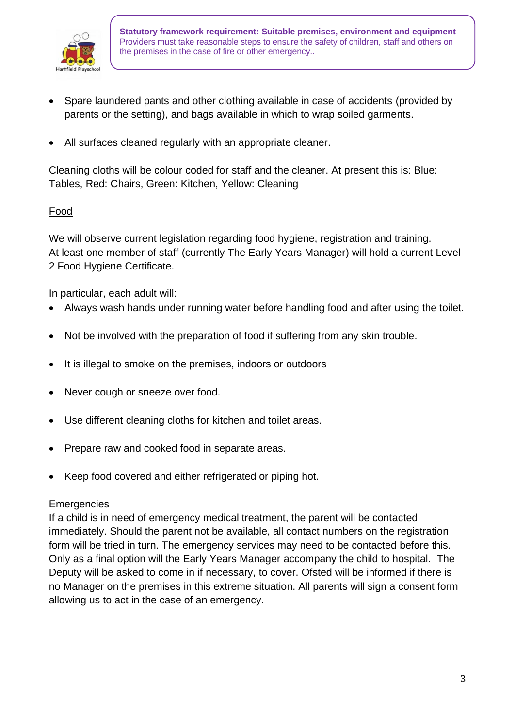**Statutory framework requirement: Suitable premises, environment and equipment**
Providers must take reasonable steps to ensure the safety of children, staff and others on the premises in the case of fire or other emergency..

- Spare laundered pants and other clothing available in case of accidents (provided by parents or the setting), and bags available in which to wrap soiled garments.

- All surfaces cleaned regularly with an appropriate cleaner.

Cleaning cloths will be colour coded for staff and the cleaner. At present this is: Blue: Tables, Red: Chairs, Green: Kitchen, Yellow: Cleaning

## Food

We will observe current legislation regarding food hygiene, registration and training.
At least one member of staff (currently The Early Years Manager) will hold a current Level 2 Food Hygiene Certificate.

In particular, each adult will:

- Always wash hands under running water before handling food and after using the toilet.

- Not be involved with the preparation of food if suffering from any skin trouble.

- It is illegal to smoke on the premises, indoors or outdoors

- Never cough or sneeze over food.

- Use different cleaning cloths for kitchen and toilet areas.

- Prepare raw and cooked food in separate areas.

- Keep food covered and either refrigerated or piping hot.

## Emergencies

If a child is in need of emergency medical treatment, the parent will be contacted immediately. Should the parent not be available, all contact numbers on the registration form will be tried in turn. The emergency services may need to be contacted before this. Only as a final option will the Early Years Manager accompany the child to hospital. The Deputy will be asked to come in if necessary, to cover. Ofsted will be informed if there is no Manager on the premises in this extreme situation. All parents will sign a consent form allowing us to act in the case of an emergency.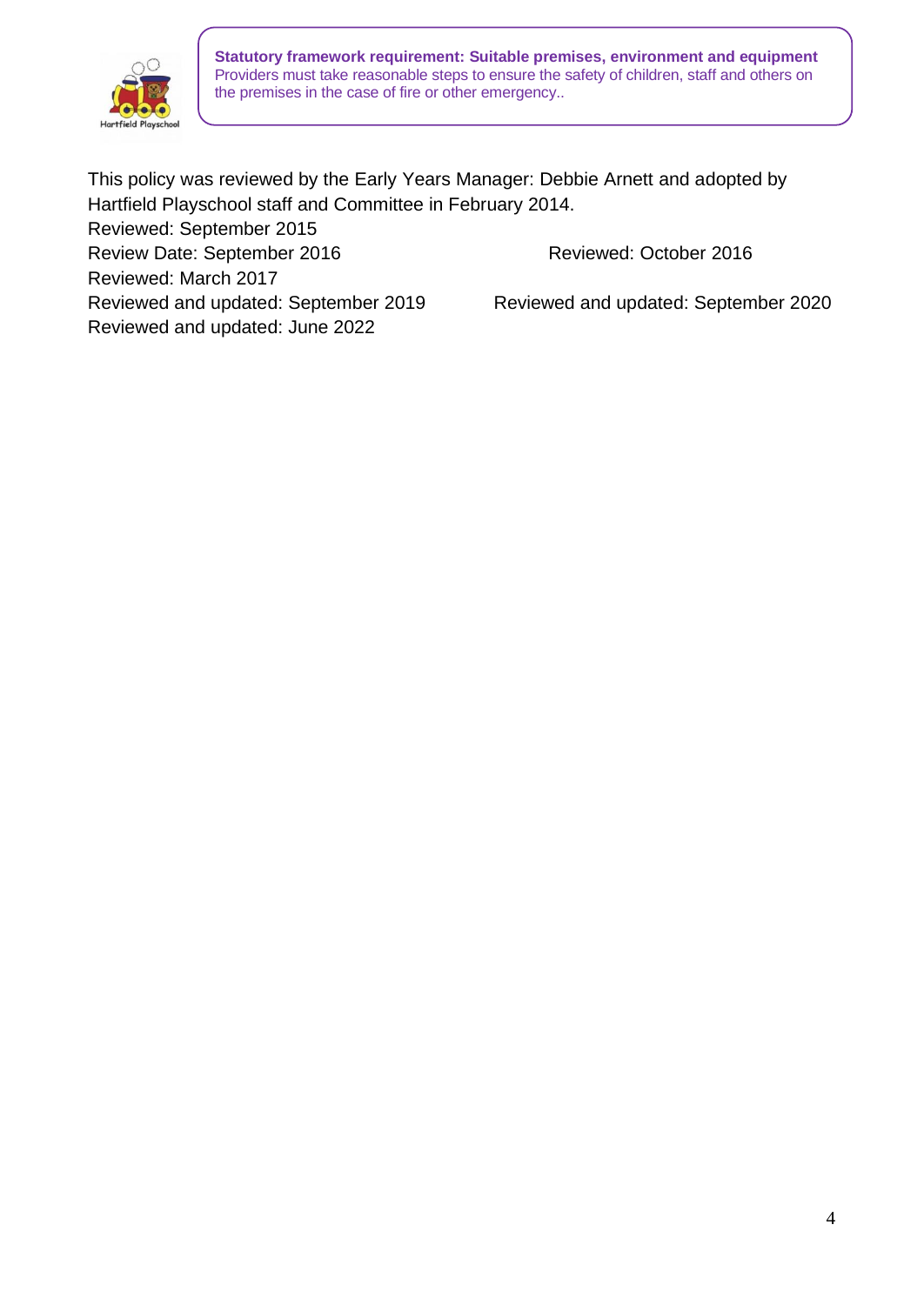**Statutory framework requirement: Suitable premises, environment and equipment**
Providers must take reasonable steps to ensure the safety of children, staff and others on the premises in the case of fire or other emergency..

This policy was reviewed by the Early Years Manager: Debbie Arnett and adopted by Hartfield Playschool staff and Committee in February 2014.

Reviewed: September 2015

Review Date: September 2016

Reviewed: October 2016

Reviewed: March 2017

Reviewed and updated: September 2019

Reviewed and updated: September 2020

Reviewed and updated: June 2022